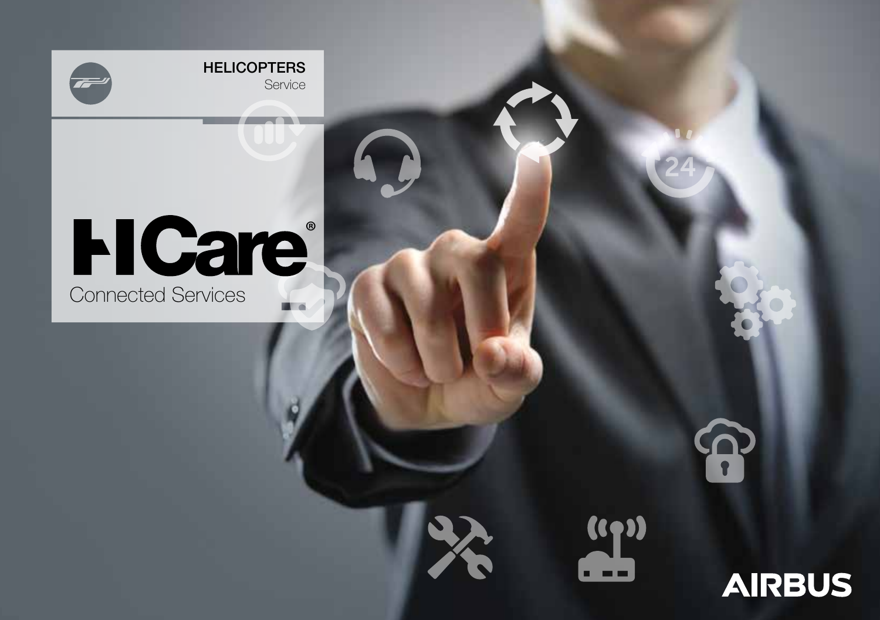HELICOPTERS
Service

# HCare®

## Connected Services

AIRBUS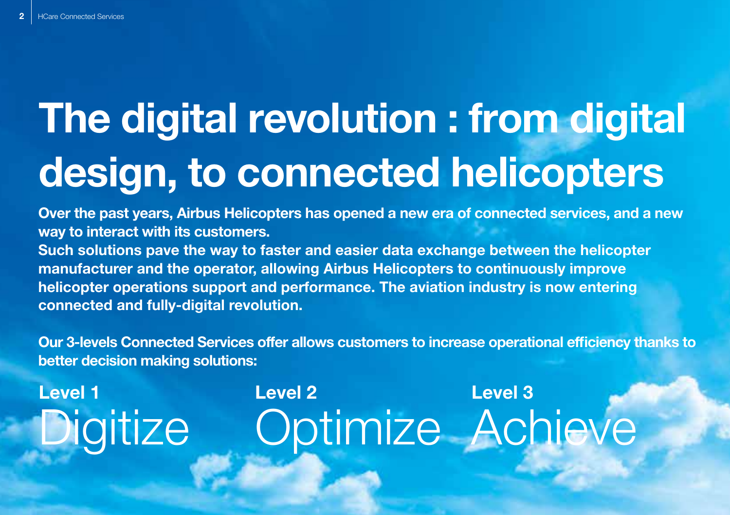# The digital revolution : from digital design, to connected helicopters

**Over the past years, Airbus Helicopters has opened a new era of connected services, and a new way to interact with its customers.**
**Such solutions pave the way to faster and easier data exchange between the helicopter manufacturer and the operator, allowing Airbus Helicopters to continuously improve helicopter operations support and performance. The aviation industry is now entering connected and fully-digital revolution.**

**Our 3-levels Connected Services offer allows customers to increase operational efficiency thanks to better decision making solutions:**

**Level 1**
Digitize

**Level 2**
Optimize

**Level 3**
Achieve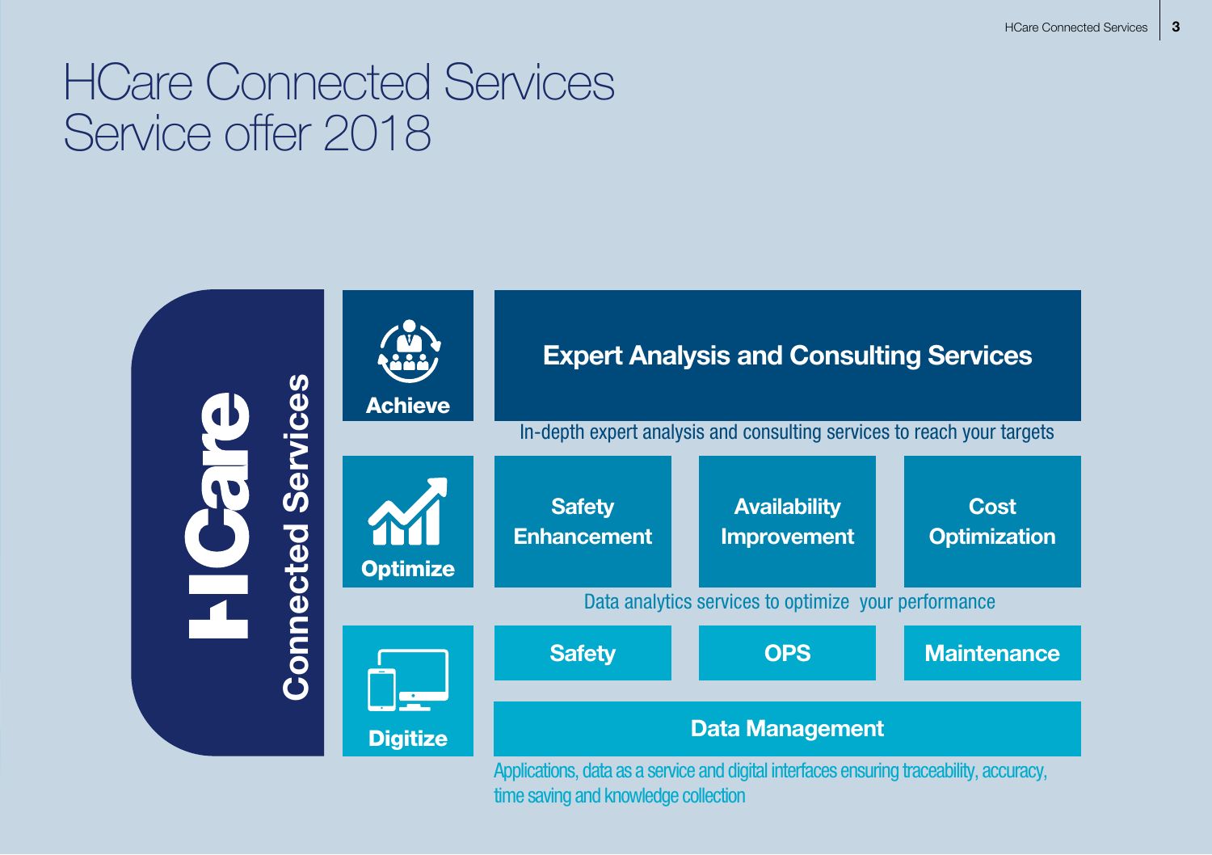# HCare Connected Services Service offer 2018

**HCare Connected Services**

**Achieve**

## Expert Analysis and Consulting Services

In-depth expert analysis and consulting services to reach your targets

**Optimize**

**Safety Enhancement** | **Availability Improvement** | **Cost Optimization**

Data analytics services to optimize your performance

**Digitize**

**Safety** | **OPS** | **Maintenance**

**Data Management**

Applications, data as a service and digital interfaces ensuring traceability, accuracy, time saving and knowledge collection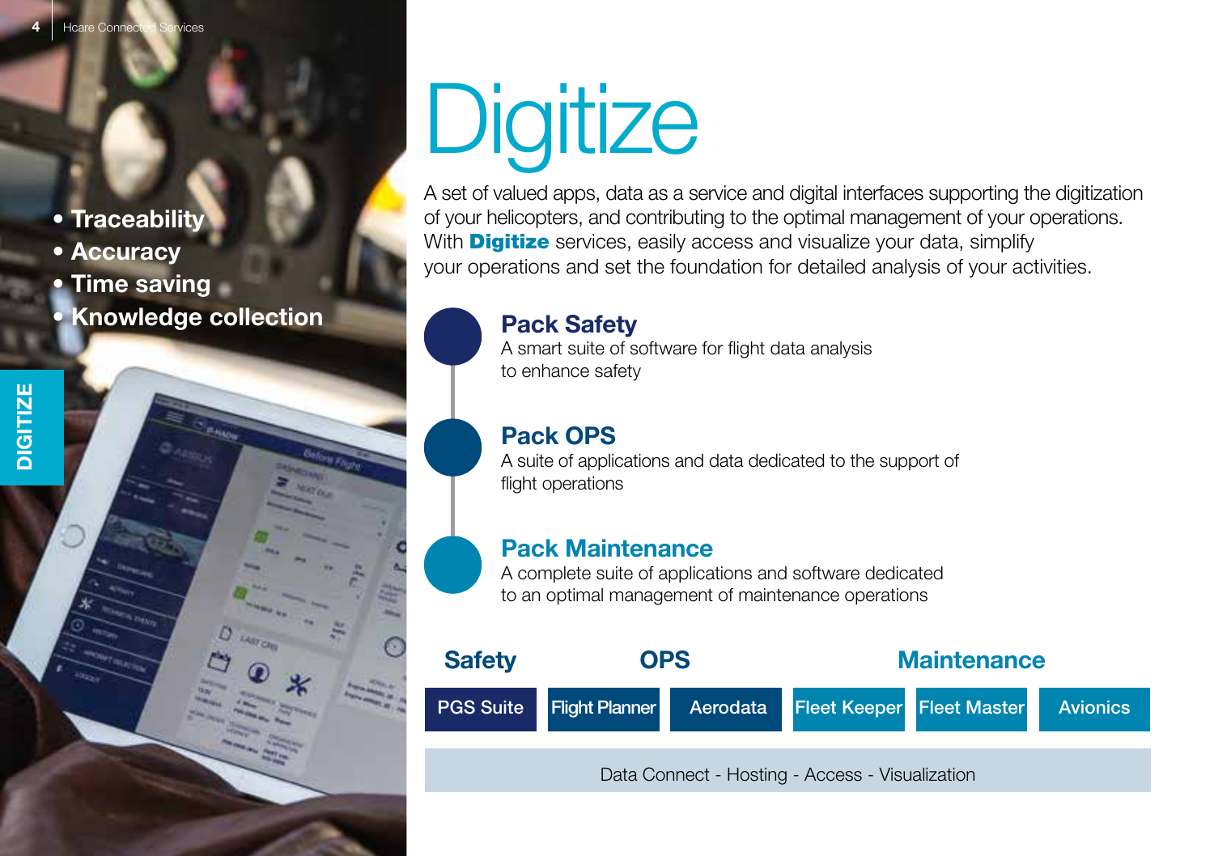- Traceability
- Accuracy
- Time saving
- Knowledge collection

DIGITIZE

# Digitize

A set of valued apps, data as a service and digital interfaces supporting the digitization of your helicopters, and contributing to the optimal management of your operations. With **Digitize** services, easily access and visualize your data, simplify your operations and set the foundation for detailed analysis of your activities.

## Pack Safety

A smart suite of software for flight data analysis to enhance safety

## Pack OPS

A suite of applications and data dedicated to the support of flight operations

## Pack Maintenance

A complete suite of applications and software dedicated to an optimal management of maintenance operations

| Safety | OPS | | Maintenance | | |
|---|---|---|---|---|---|
| PGS Suite | Flight Planner | Aerodata | Fleet Keeper | Fleet Master | Avionics |

Data Connect - Hosting - Access - Visualization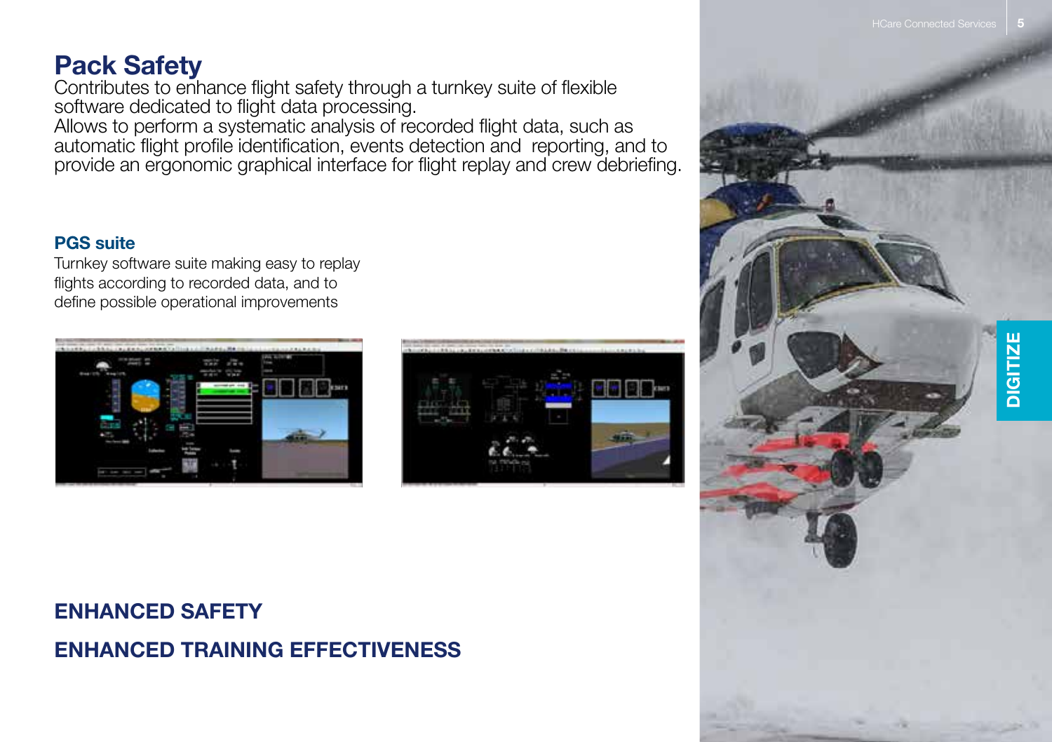# Pack Safety

Contributes to enhance flight safety through a turnkey suite of flexible software dedicated to flight data processing.
Allows to perform a systematic analysis of recorded flight data, such as automatic flight profile identification, events detection and reporting, and to provide an ergonomic graphical interface for flight replay and crew debriefing.

### PGS suite

Turnkey software suite making easy to replay flights according to recorded data, and to define possible operational improvements

## ENHANCED SAFETY

## ENHANCED TRAINING EFFECTIVENESS

DIGITIZE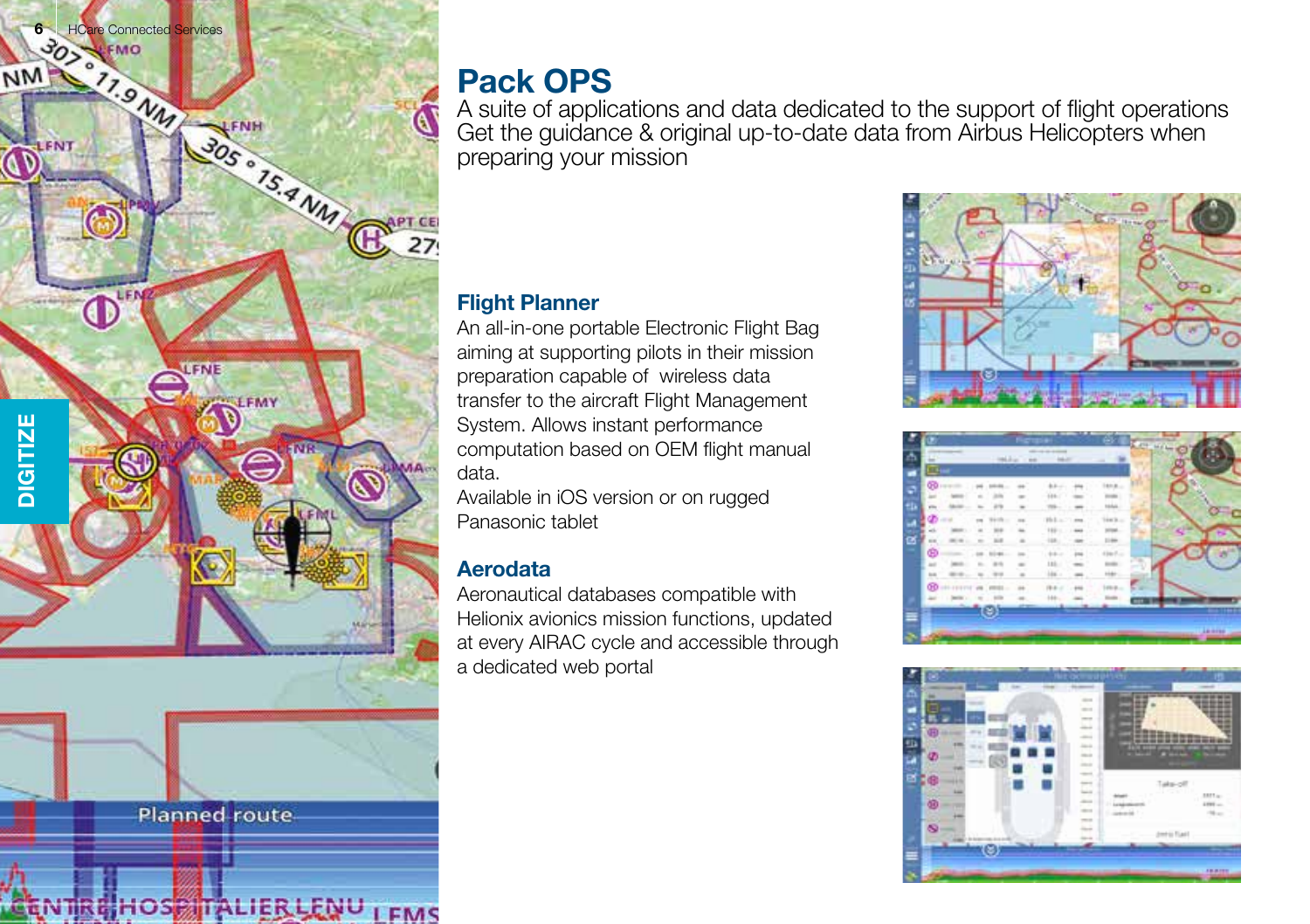# Pack OPS

A suite of applications and data dedicated to the support of flight operations
Get the guidance & original up-to-date data from Airbus Helicopters when preparing your mission

## Flight Planner

An all-in-one portable Electronic Flight Bag aiming at supporting pilots in their mission preparation capable of wireless data transfer to the aircraft Flight Management System. Allows instant performance computation based on OEM flight manual data.
Available in iOS version or on rugged Panasonic tablet

## Aerodata

Aeronautical databases compatible with Helionix avionics mission functions, updated at every AIRAC cycle and accessible through a dedicated web portal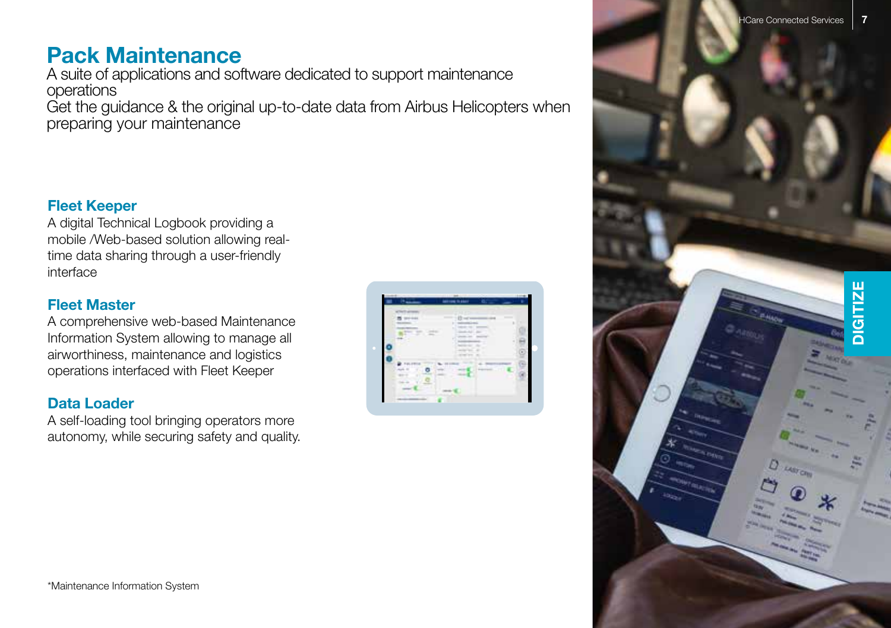# Pack Maintenance

A suite of applications and software dedicated to support maintenance operations

Get the guidance & the original up-to-date data from Airbus Helicopters when preparing your maintenance

## Fleet Keeper

A digital Technical Logbook providing a mobile /Web-based solution allowing real-time data sharing through a user-friendly interface

## Fleet Master

A comprehensive web-based Maintenance Information System allowing to manage all airworthiness, maintenance and logistics operations interfaced with Fleet Keeper

## Data Loader

A self-loading tool bringing operators more autonomy, while securing safety and quality.

DIGITIZE

*Maintenance Information System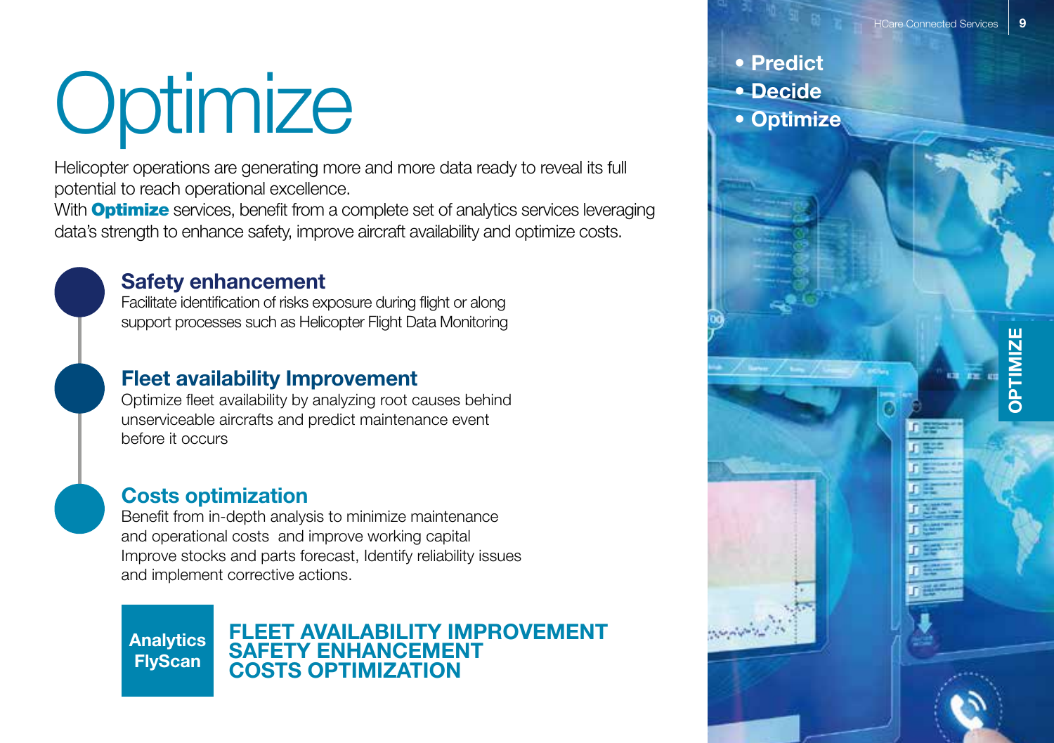# Optimize

Helicopter operations are generating more and more data ready to reveal its full potential to reach operational excellence.
With **Optimize** services, benefit from a complete set of analytics services leveraging data's strength to enhance safety, improve aircraft availability and optimize costs.

## Safety enhancement

Facilitate identification of risks exposure during flight or along support processes such as Helicopter Flight Data Monitoring

## Fleet availability Improvement

Optimize fleet availability by analyzing root causes behind unserviceable aircrafts and predict maintenance event before it occurs

## Costs optimization

Benefit from in-depth analysis to minimize maintenance and operational costs and improve working capital
Improve stocks and parts forecast, Identify reliability issues and implement corrective actions.

**Analytics FlyScan**

**FLEET AVAILABILITY IMPROVEMENT**
**SAFETY ENHANCEMENT**
**COSTS OPTIMIZATION**

- **Predict**
- **Decide**
- **Optimize**

**OPTIMIZE**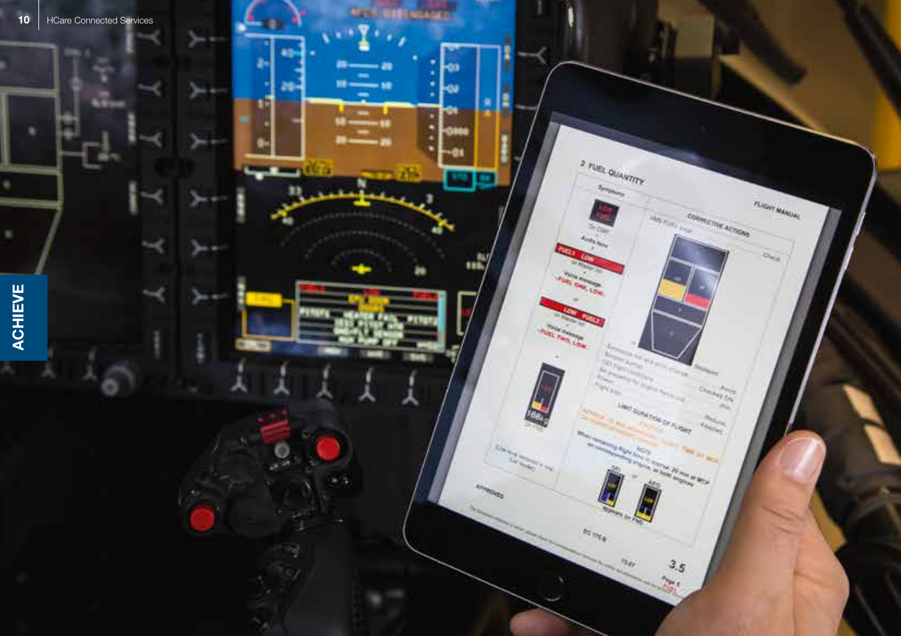ACHIEVE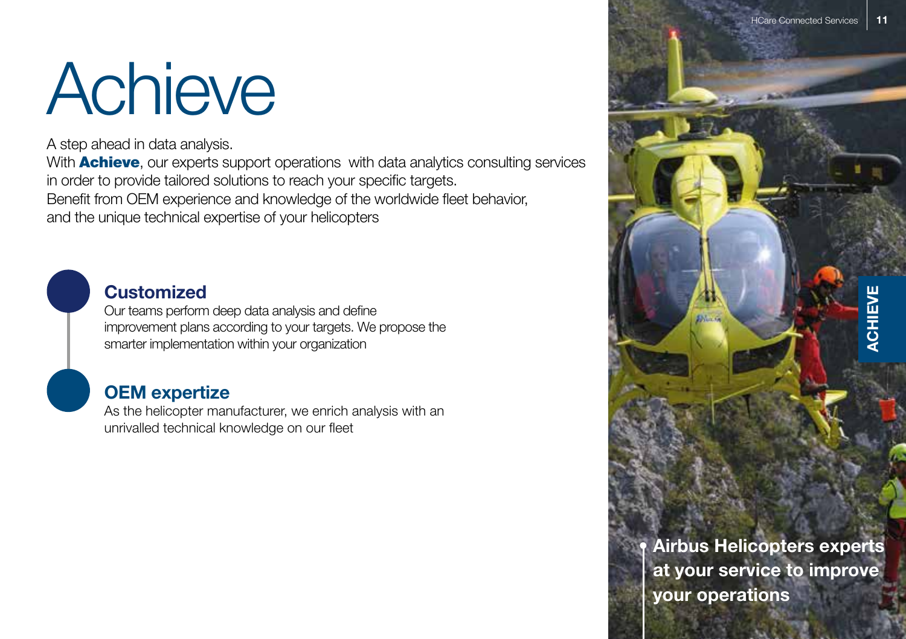# Achieve

A step ahead in data analysis.
With **Achieve**, our experts support operations with data analytics consulting services in order to provide tailored solutions to reach your specific targets.
Benefit from OEM experience and knowledge of the worldwide fleet behavior, and the unique technical expertise of your helicopters

### Customized

Our teams perform deep data analysis and define improvement plans according to your targets. We propose the smarter implementation within your organization

### OEM expertize

As the helicopter manufacturer, we enrich analysis with an unrivalled technical knowledge on our fleet

ACHIEVE

**Airbus Helicopters experts at your service to improve your operations**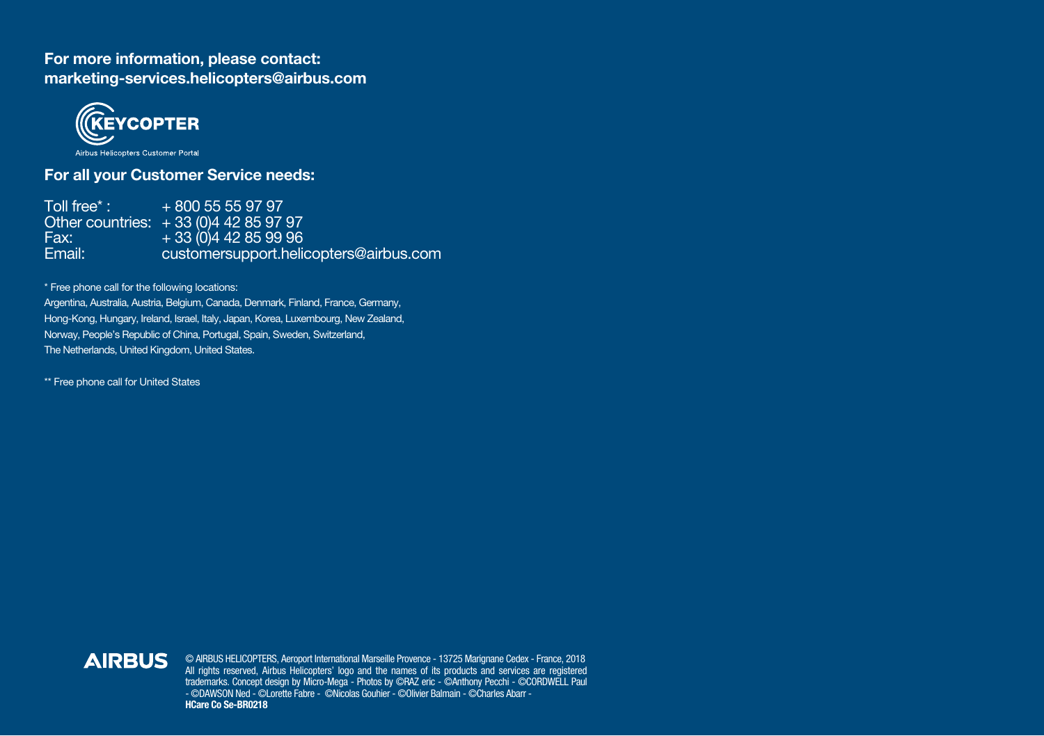**For more information, please contact:**
**marketing-services.helicopters@airbus.com**

KEYCOPTER

Airbus Helicopters Customer Portal

**For all your Customer Service needs:**

| | |
|---|---|
| Toll free* : | + 800 55 55 97 97 |
| Other countries: | + 33 (0)4 42 85 97 97 |
| Fax: | + 33 (0)4 42 85 99 96 |
| Email: | customersupport.helicopters@airbus.com |

* Free phone call for the following locations:
Argentina, Australia, Austria, Belgium, Canada, Denmark, Finland, France, Germany, Hong-Kong, Hungary, Ireland, Israel, Italy, Japan, Korea, Luxembourg, New Zealand, Norway, People's Republic of China, Portugal, Spain, Sweden, Switzerland, The Netherlands, United Kingdom, United States.

** Free phone call for United States

AIRBUS

© AIRBUS HELICOPTERS, Aeroport International Marseille Provence - 13725 Marignane Cedex - France, 2018 All rights reserved, Airbus Helicopters' logo and the names of its products and services are registered trademarks. Concept design by Micro-Mega - Photos by ©RAZ eric - ©Anthony Pecchi - ©CORDWELL Paul - ©DAWSON Ned - ©Lorette Fabre - ©Nicolas Gouhier - ©Olivier Balmain - ©Charles Abarr -
**HCare Co Se-BR0218**